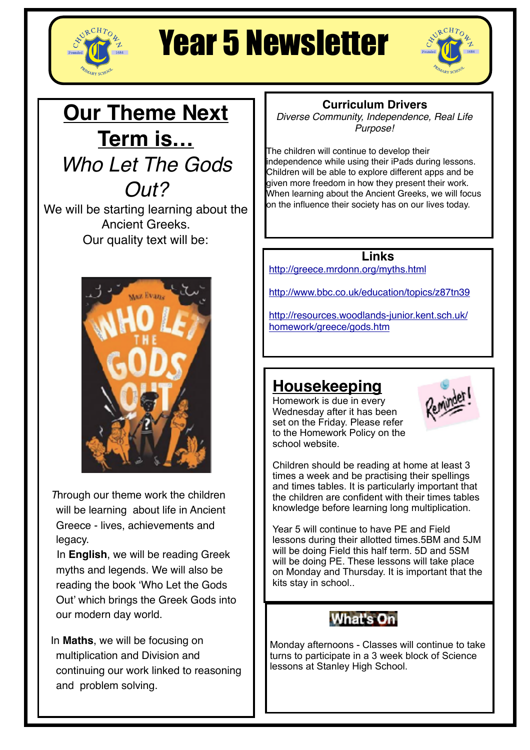# Year 5 Newsletter

## Our Theme Next Term is…

*Who Let The Gods Out?*

We will be starting learning about the Ancient Greeks.
Our quality text will be:

Through our theme work the children will be learning about life in Ancient Greece - lives, achievements and legacy.

In **English**, we will be reading Greek myths and legends. We will also be reading the book 'Who Let the Gods Out' which brings the Greek Gods into our modern day world.

In **Maths**, we will be focusing on multiplication and Division and continuing our work linked to reasoning and problem solving.

### Curriculum Drivers

*Diverse Community, Independence, Real Life Purpose!*

The children will continue to develop their independence while using their iPads during lessons. Children will be able to explore different apps and be given more freedom in how they present their work. When learning about the Ancient Greeks, we will focus on the influence their society has on our lives today.

### Links

http://greece.mrdonn.org/myths.html

http://www.bbc.co.uk/education/topics/z87tn39

http://resources.woodlands-junior.kent.sch.uk/homework/greece/gods.htm

## Housekeeping

Homework is due in every Wednesday after it has been set on the Friday. Please refer to the Homework Policy on the school website.

Children should be reading at home at least 3 times a week and be practising their spellings and times tables. It is particularly important that the children are confident with their times tables knowledge before learning long multiplication.

Year 5 will continue to have PE and Field lessons during their allotted times.5BM and 5JM will be doing Field this half term. 5D and 5SM will be doing PE. These lessons will take place on Monday and Thursday. It is important that the kits stay in school..

### What's On

Monday afternoons - Classes will continue to take turns to participate in a 3 week block of Science lessons at Stanley High School.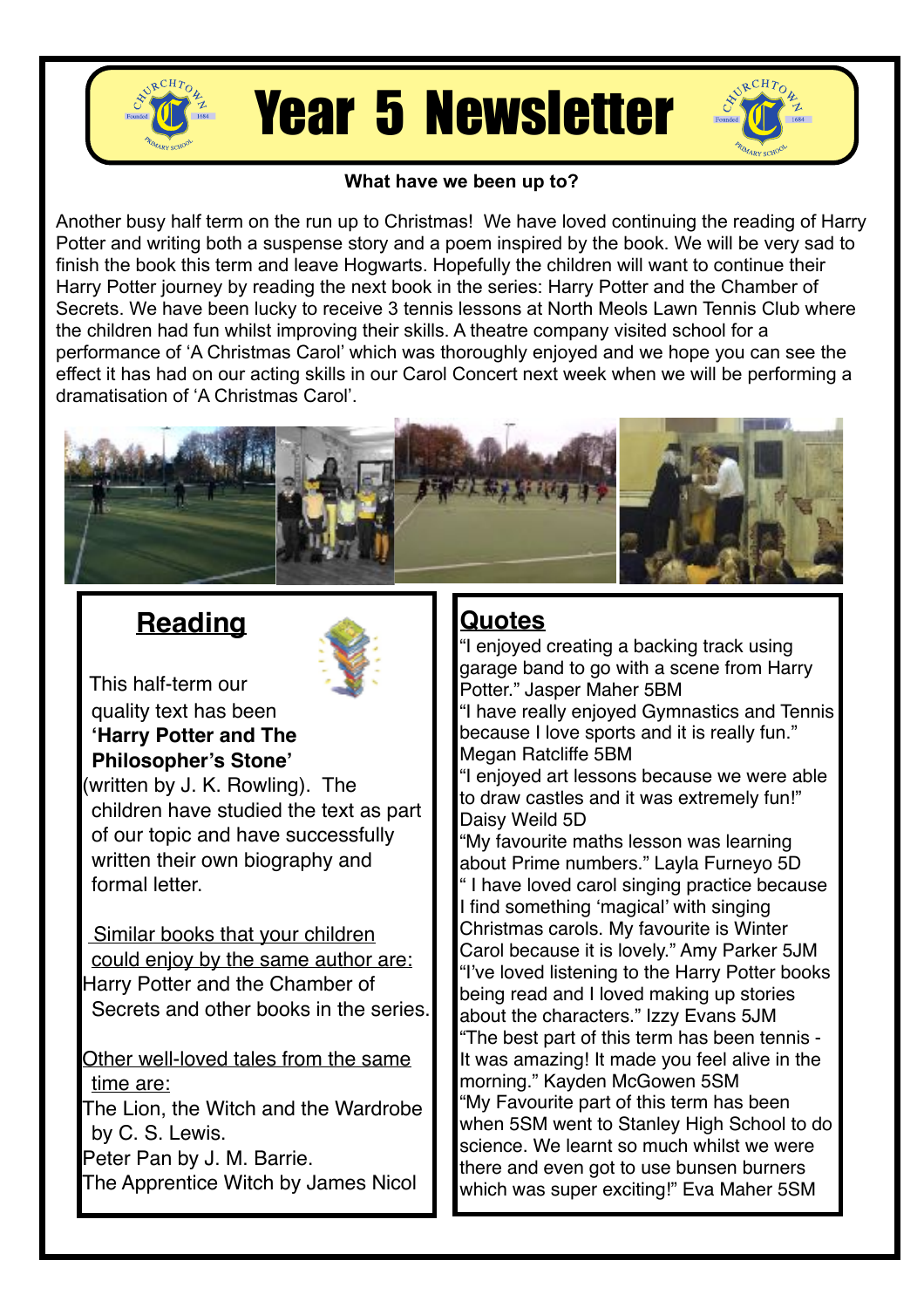# Year 5 Newsletter

**What have we been up to?**

Another busy half term on the run up to Christmas! We have loved continuing the reading of Harry Potter and writing both a suspense story and a poem inspired by the book. We will be very sad to finish the book this term and leave Hogwarts. Hopefully the children will want to continue their Harry Potter journey by reading the next book in the series: Harry Potter and the Chamber of Secrets. We have been lucky to receive 3 tennis lessons at North Meols Lawn Tennis Club where the children had fun whilst improving their skills. A theatre company visited school for a performance of 'A Christmas Carol' which was thoroughly enjoyed and we hope you can see the effect it has had on our acting skills in our Carol Concert next week when we will be performing a dramatisation of 'A Christmas Carol'.

## Reading

This half-term our quality text has been **'Harry Potter and The Philosopher's Stone'** (written by J. K. Rowling). The children have studied the text as part of our topic and have successfully written their own biography and formal letter.

Similar books that your children could enjoy by the same author are:
Harry Potter and the Chamber of Secrets and other books in the series.

Other well-loved tales from the same time are:
The Lion, the Witch and the Wardrobe by C. S. Lewis.
Peter Pan by J. M. Barrie.
The Apprentice Witch by James Nicol

## Quotes

"I enjoyed creating a backing track using garage band to go with a scene from Harry Potter." Jasper Maher 5BM

"I have really enjoyed Gymnastics and Tennis because I love sports and it is really fun." Megan Ratcliffe 5BM

"I enjoyed art lessons because we were able to draw castles and it was extremely fun!" Daisy Weild 5D

"My favourite maths lesson was learning about Prime numbers." Layla Furneyo 5D

" I have loved carol singing practice because I find something 'magical' with singing Christmas carols. My favourite is Winter Carol because it is lovely." Amy Parker 5JM

"I've loved listening to the Harry Potter books being read and I loved making up stories about the characters." Izzy Evans 5JM

"The best part of this term has been tennis - It was amazing! It made you feel alive in the morning." Kayden McGowen 5SM

"My Favourite part of this term has been when 5SM went to Stanley High School to do science. We learnt so much whilst we were there and even got to use bunsen burners which was super exciting!" Eva Maher 5SM